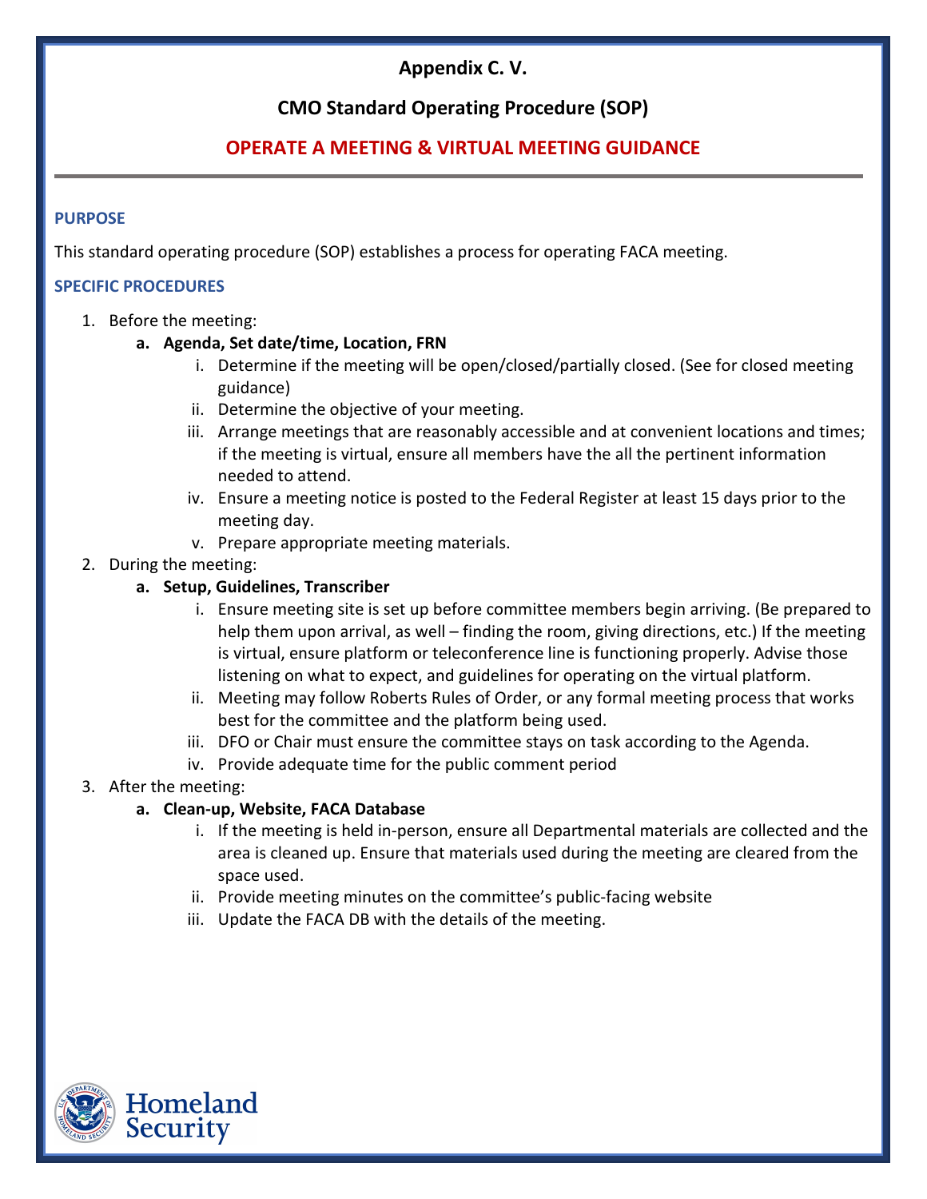## Appendix C. V.

## CMO Standard Operating Procedure (SOP)

## OPERATE A MEETING & VIRTUAL MEETING GUIDANCE

### PURPOSE

This standard operating procedure (SOP) establishes a process for operating FACA meeting.

### SPECIFIC PROCEDURES

1. Before the meeting:
   a. **Agenda, Set date/time, Location, FRN**
      i. Determine if the meeting will be open/closed/partially closed. (See for closed meeting guidance)
      ii. Determine the objective of your meeting.
      iii. Arrange meetings that are reasonably accessible and at convenient locations and times; if the meeting is virtual, ensure all members have the all the pertinent information needed to attend.
      iv. Ensure a meeting notice is posted to the Federal Register at least 15 days prior to the meeting day.
      v. Prepare appropriate meeting materials.
2. During the meeting:
   a. **Setup, Guidelines, Transcriber**
      i. Ensure meeting site is set up before committee members begin arriving. (Be prepared to help them upon arrival, as well – finding the room, giving directions, etc.) If the meeting is virtual, ensure platform or teleconference line is functioning properly. Advise those listening on what to expect, and guidelines for operating on the virtual platform.
      ii. Meeting may follow Roberts Rules of Order, or any formal meeting process that works best for the committee and the platform being used.
      iii. DFO or Chair must ensure the committee stays on task according to the Agenda.
      iv. Provide adequate time for the public comment period
3. After the meeting:
   a. **Clean-up, Website, FACA Database**
      i. If the meeting is held in-person, ensure all Departmental materials are collected and the area is cleaned up. Ensure that materials used during the meeting are cleared from the space used.
      ii. Provide meeting minutes on the committee's public-facing website
      iii. Update the FACA DB with the details of the meeting.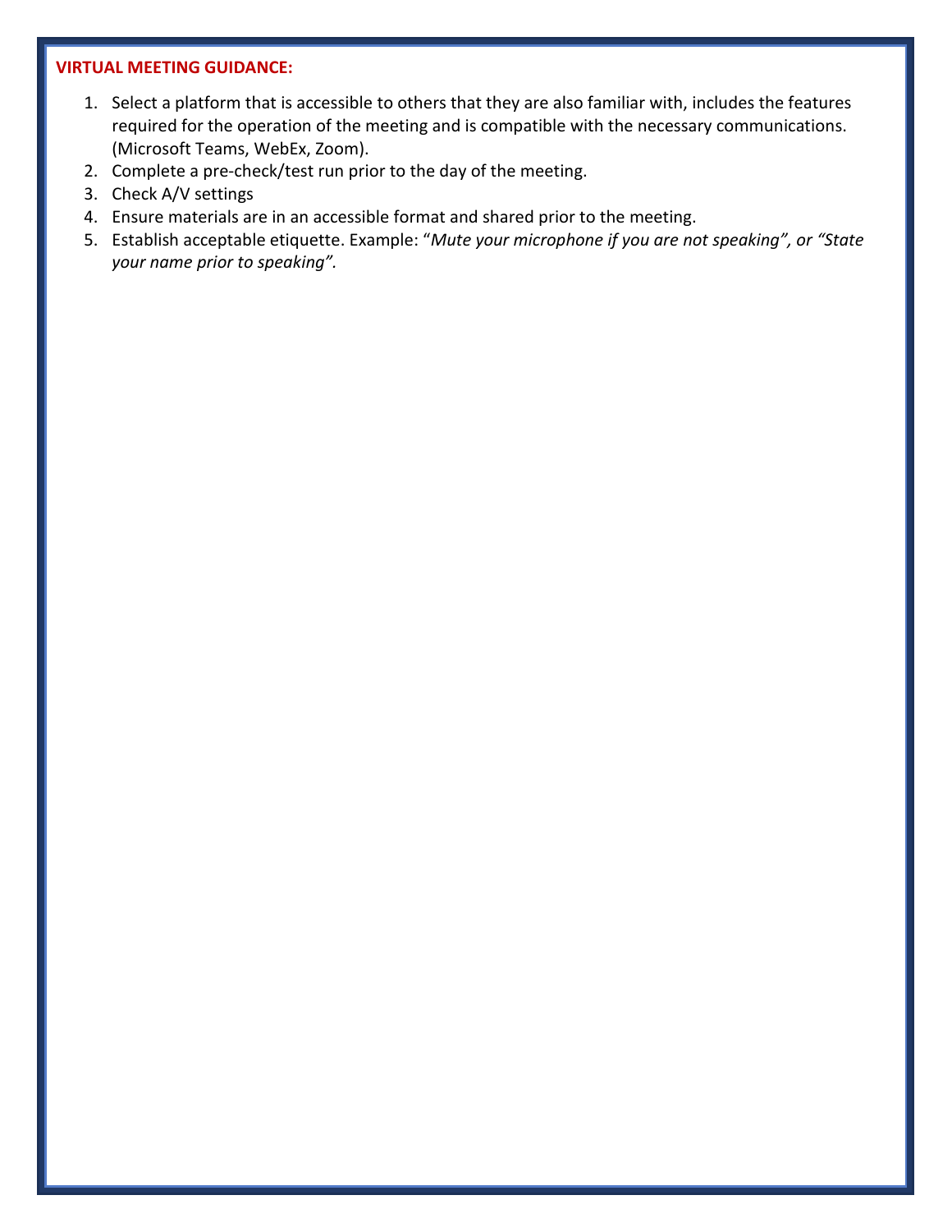**VIRTUAL MEETING GUIDANCE:**

1. Select a platform that is accessible to others that they are also familiar with, includes the features required for the operation of the meeting and is compatible with the necessary communications. (Microsoft Teams, WebEx, Zoom).
2. Complete a pre-check/test run prior to the day of the meeting.
3. Check A/V settings
4. Ensure materials are in an accessible format and shared prior to the meeting.
5. Establish acceptable etiquette. Example: "*Mute your microphone if you are not speaking", or "State your name prior to speaking".*